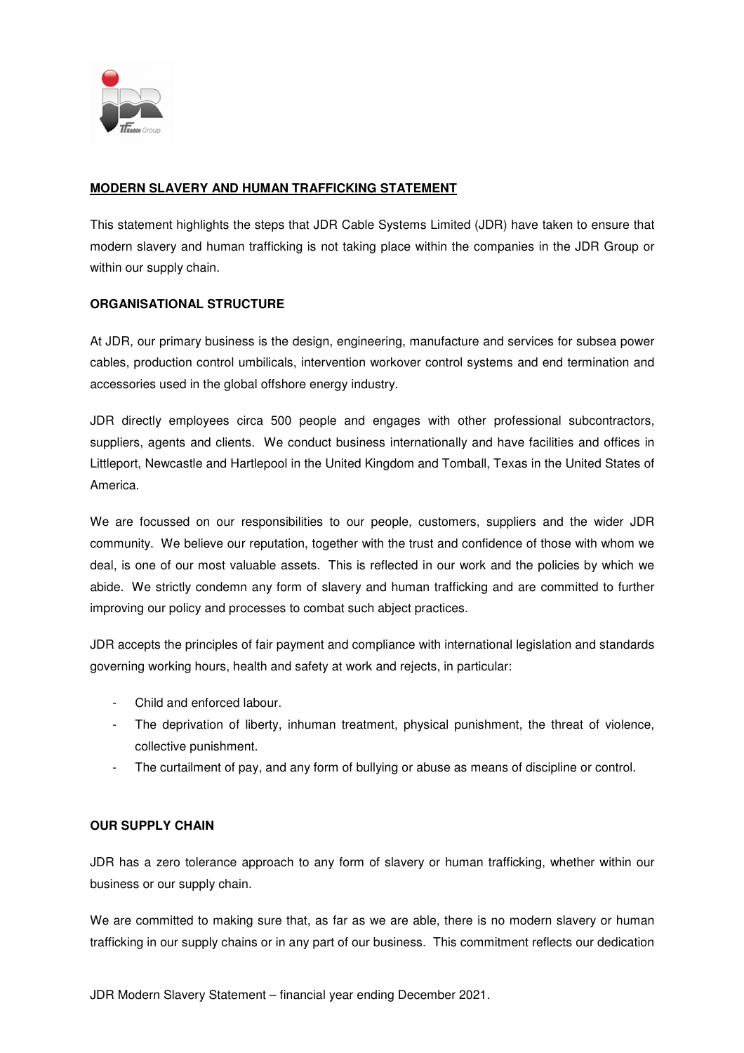**MODERN SLAVERY AND HUMAN TRAFFICKING STATEMENT**

This statement highlights the steps that JDR Cable Systems Limited (JDR) have taken to ensure that modern slavery and human trafficking is not taking place within the companies in the JDR Group or within our supply chain.

**ORGANISATIONAL STRUCTURE**

At JDR, our primary business is the design, engineering, manufacture and services for subsea power cables, production control umbilicals, intervention workover control systems and end termination and accessories used in the global offshore energy industry.

JDR directly employees circa 500 people and engages with other professional subcontractors, suppliers, agents and clients. We conduct business internationally and have facilities and offices in Littleport, Newcastle and Hartlepool in the United Kingdom and Tomball, Texas in the United States of America.

We are focussed on our responsibilities to our people, customers, suppliers and the wider JDR community. We believe our reputation, together with the trust and confidence of those with whom we deal, is one of our most valuable assets. This is reflected in our work and the policies by which we abide. We strictly condemn any form of slavery and human trafficking and are committed to further improving our policy and processes to combat such abject practices.

JDR accepts the principles of fair payment and compliance with international legislation and standards governing working hours, health and safety at work and rejects, in particular:

- Child and enforced labour.
- The deprivation of liberty, inhuman treatment, physical punishment, the threat of violence, collective punishment.
- The curtailment of pay, and any form of bullying or abuse as means of discipline or control.

**OUR SUPPLY CHAIN**

JDR has a zero tolerance approach to any form of slavery or human trafficking, whether within our business or our supply chain.

We are committed to making sure that, as far as we are able, there is no modern slavery or human trafficking in our supply chains or in any part of our business. This commitment reflects our dedication

JDR Modern Slavery Statement – financial year ending December 2021.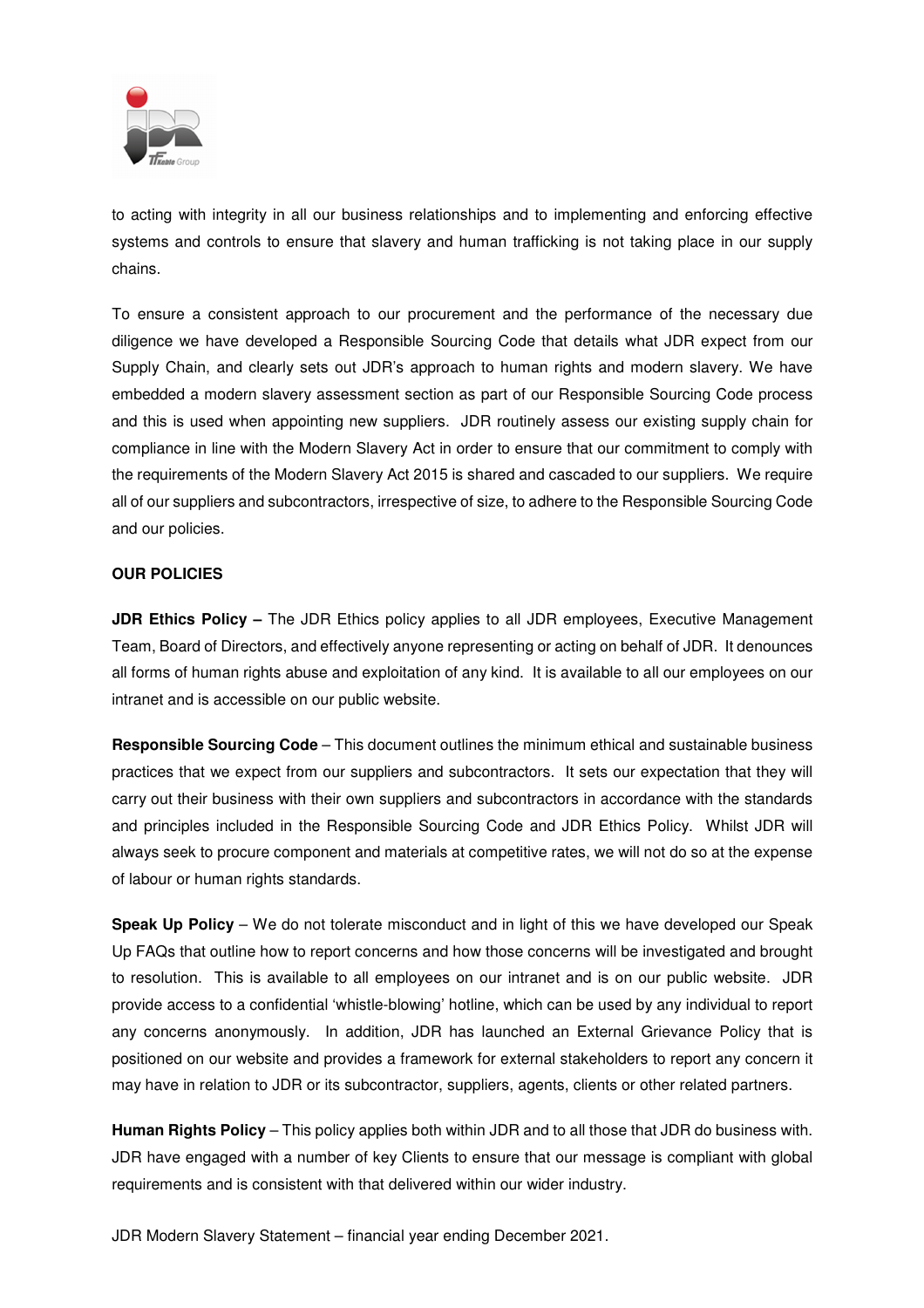to acting with integrity in all our business relationships and to implementing and enforcing effective systems and controls to ensure that slavery and human trafficking is not taking place in our supply chains.

To ensure a consistent approach to our procurement and the performance of the necessary due diligence we have developed a Responsible Sourcing Code that details what JDR expect from our Supply Chain, and clearly sets out JDR's approach to human rights and modern slavery. We have embedded a modern slavery assessment section as part of our Responsible Sourcing Code process and this is used when appointing new suppliers. JDR routinely assess our existing supply chain for compliance in line with the Modern Slavery Act in order to ensure that our commitment to comply with the requirements of the Modern Slavery Act 2015 is shared and cascaded to our suppliers. We require all of our suppliers and subcontractors, irrespective of size, to adhere to the Responsible Sourcing Code and our policies.

**OUR POLICIES**

**JDR Ethics Policy –** The JDR Ethics policy applies to all JDR employees, Executive Management Team, Board of Directors, and effectively anyone representing or acting on behalf of JDR. It denounces all forms of human rights abuse and exploitation of any kind. It is available to all our employees on our intranet and is accessible on our public website.

**Responsible Sourcing Code** – This document outlines the minimum ethical and sustainable business practices that we expect from our suppliers and subcontractors. It sets our expectation that they will carry out their business with their own suppliers and subcontractors in accordance with the standards and principles included in the Responsible Sourcing Code and JDR Ethics Policy. Whilst JDR will always seek to procure component and materials at competitive rates, we will not do so at the expense of labour or human rights standards.

**Speak Up Policy** – We do not tolerate misconduct and in light of this we have developed our Speak Up FAQs that outline how to report concerns and how those concerns will be investigated and brought to resolution. This is available to all employees on our intranet and is on our public website. JDR provide access to a confidential 'whistle-blowing' hotline, which can be used by any individual to report any concerns anonymously. In addition, JDR has launched an External Grievance Policy that is positioned on our website and provides a framework for external stakeholders to report any concern it may have in relation to JDR or its subcontractor, suppliers, agents, clients or other related partners.

**Human Rights Policy** – This policy applies both within JDR and to all those that JDR do business with. JDR have engaged with a number of key Clients to ensure that our message is compliant with global requirements and is consistent with that delivered within our wider industry.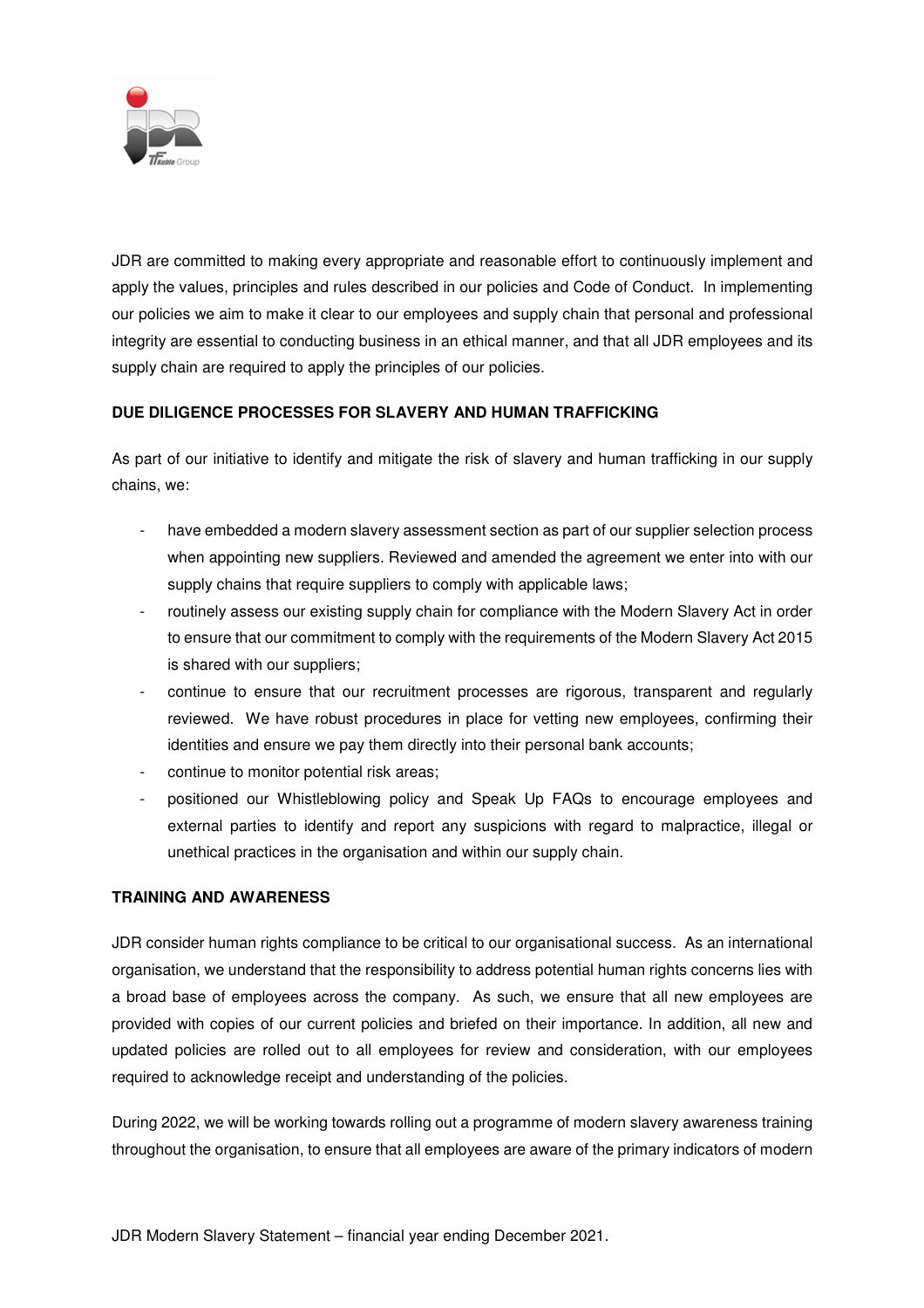JDR are committed to making every appropriate and reasonable effort to continuously implement and apply the values, principles and rules described in our policies and Code of Conduct. In implementing our policies we aim to make it clear to our employees and supply chain that personal and professional integrity are essential to conducting business in an ethical manner, and that all JDR employees and its supply chain are required to apply the principles of our policies.

**DUE DILIGENCE PROCESSES FOR SLAVERY AND HUMAN TRAFFICKING**

As part of our initiative to identify and mitigate the risk of slavery and human trafficking in our supply chains, we:

- have embedded a modern slavery assessment section as part of our supplier selection process when appointing new suppliers. Reviewed and amended the agreement we enter into with our supply chains that require suppliers to comply with applicable laws;
- routinely assess our existing supply chain for compliance with the Modern Slavery Act in order to ensure that our commitment to comply with the requirements of the Modern Slavery Act 2015 is shared with our suppliers;
- continue to ensure that our recruitment processes are rigorous, transparent and regularly reviewed. We have robust procedures in place for vetting new employees, confirming their identities and ensure we pay them directly into their personal bank accounts;
- continue to monitor potential risk areas;
- positioned our Whistleblowing policy and Speak Up FAQs to encourage employees and external parties to identify and report any suspicions with regard to malpractice, illegal or unethical practices in the organisation and within our supply chain.

**TRAINING AND AWARENESS**

JDR consider human rights compliance to be critical to our organisational success. As an international organisation, we understand that the responsibility to address potential human rights concerns lies with a broad base of employees across the company. As such, we ensure that all new employees are provided with copies of our current policies and briefed on their importance. In addition, all new and updated policies are rolled out to all employees for review and consideration, with our employees required to acknowledge receipt and understanding of the policies.

During 2022, we will be working towards rolling out a programme of modern slavery awareness training throughout the organisation, to ensure that all employees are aware of the primary indicators of modern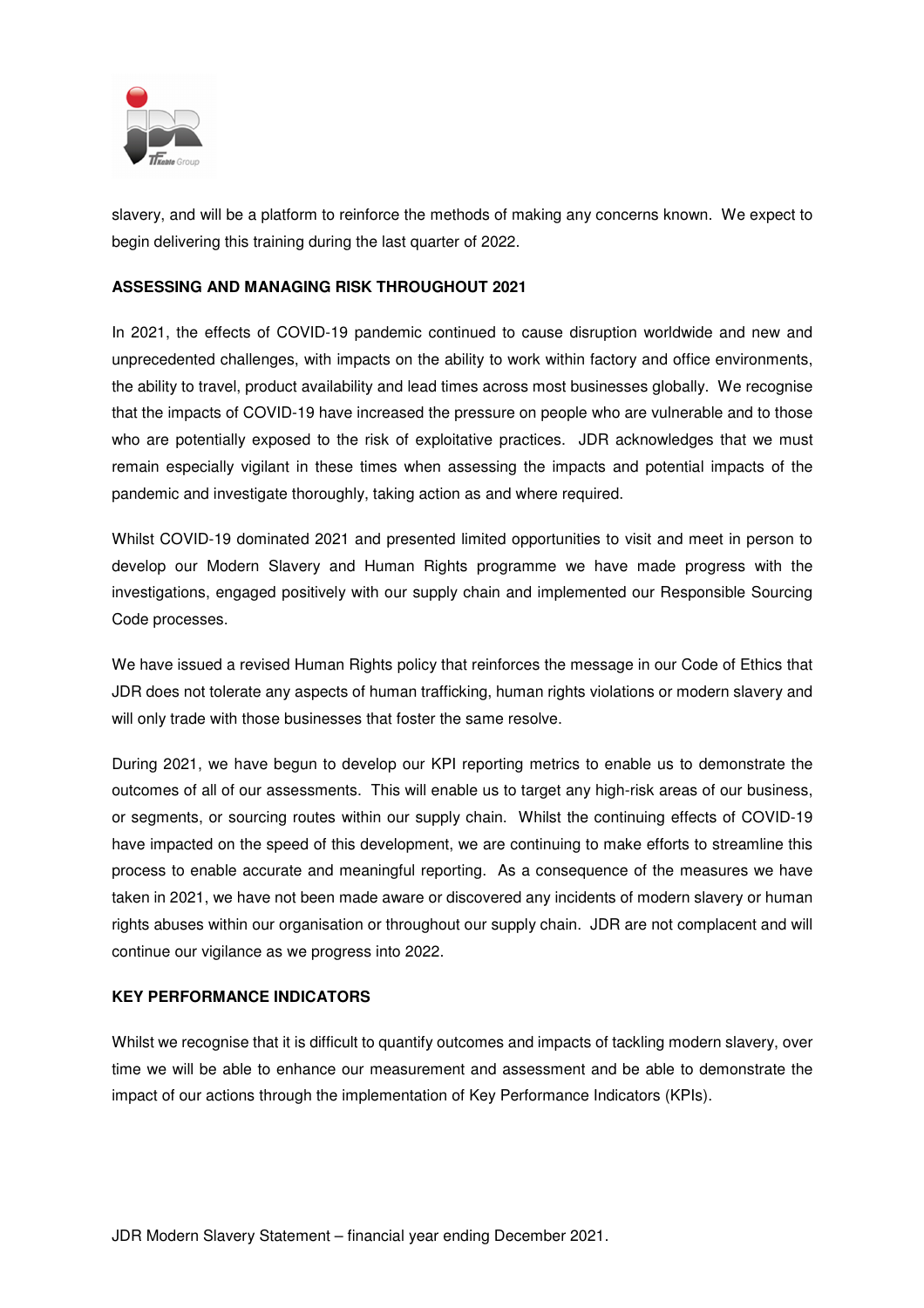slavery, and will be a platform to reinforce the methods of making any concerns known. We expect to begin delivering this training during the last quarter of 2022.

**ASSESSING AND MANAGING RISK THROUGHOUT 2021**

In 2021, the effects of COVID-19 pandemic continued to cause disruption worldwide and new and unprecedented challenges, with impacts on the ability to work within factory and office environments, the ability to travel, product availability and lead times across most businesses globally. We recognise that the impacts of COVID-19 have increased the pressure on people who are vulnerable and to those who are potentially exposed to the risk of exploitative practices. JDR acknowledges that we must remain especially vigilant in these times when assessing the impacts and potential impacts of the pandemic and investigate thoroughly, taking action as and where required.

Whilst COVID-19 dominated 2021 and presented limited opportunities to visit and meet in person to develop our Modern Slavery and Human Rights programme we have made progress with the investigations, engaged positively with our supply chain and implemented our Responsible Sourcing Code processes.

We have issued a revised Human Rights policy that reinforces the message in our Code of Ethics that JDR does not tolerate any aspects of human trafficking, human rights violations or modern slavery and will only trade with those businesses that foster the same resolve.

During 2021, we have begun to develop our KPI reporting metrics to enable us to demonstrate the outcomes of all of our assessments. This will enable us to target any high-risk areas of our business, or segments, or sourcing routes within our supply chain. Whilst the continuing effects of COVID-19 have impacted on the speed of this development, we are continuing to make efforts to streamline this process to enable accurate and meaningful reporting. As a consequence of the measures we have taken in 2021, we have not been made aware or discovered any incidents of modern slavery or human rights abuses within our organisation or throughout our supply chain. JDR are not complacent and will continue our vigilance as we progress into 2022.

**KEY PERFORMANCE INDICATORS**

Whilst we recognise that it is difficult to quantify outcomes and impacts of tackling modern slavery, over time we will be able to enhance our measurement and assessment and be able to demonstrate the impact of our actions through the implementation of Key Performance Indicators (KPIs).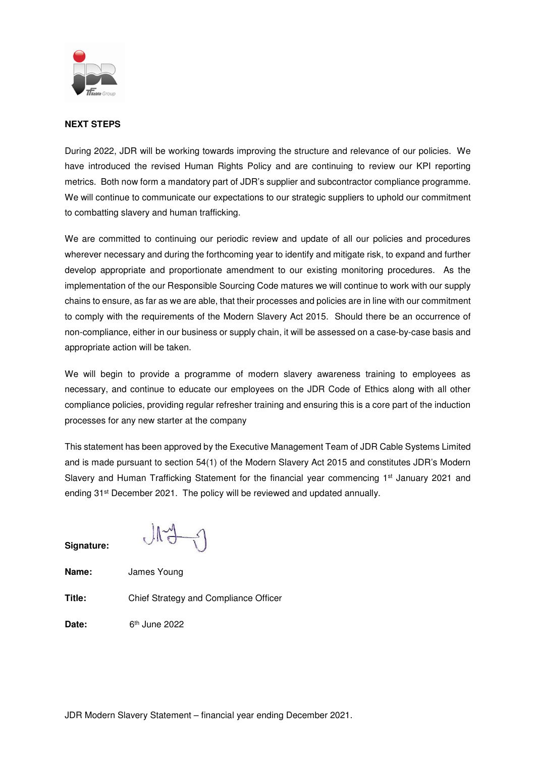**NEXT STEPS**

During 2022, JDR will be working towards improving the structure and relevance of our policies. We have introduced the revised Human Rights Policy and are continuing to review our KPI reporting metrics. Both now form a mandatory part of JDR's supplier and subcontractor compliance programme. We will continue to communicate our expectations to our strategic suppliers to uphold our commitment to combatting slavery and human trafficking.

We are committed to continuing our periodic review and update of all our policies and procedures wherever necessary and during the forthcoming year to identify and mitigate risk, to expand and further develop appropriate and proportionate amendment to our existing monitoring procedures. As the implementation of the our Responsible Sourcing Code matures we will continue to work with our supply chains to ensure, as far as we are able, that their processes and policies are in line with our commitment to comply with the requirements of the Modern Slavery Act 2015. Should there be an occurrence of non-compliance, either in our business or supply chain, it will be assessed on a case-by-case basis and appropriate action will be taken.

We will begin to provide a programme of modern slavery awareness training to employees as necessary, and continue to educate our employees on the JDR Code of Ethics along with all other compliance policies, providing regular refresher training and ensuring this is a core part of the induction processes for any new starter at the company

This statement has been approved by the Executive Management Team of JDR Cable Systems Limited and is made pursuant to section 54(1) of the Modern Slavery Act 2015 and constitutes JDR's Modern Slavery and Human Trafficking Statement for the financial year commencing 1st January 2021 and ending 31st December 2021. The policy will be reviewed and updated annually.

**Signature:**

**Name:** James Young

**Title:** Chief Strategy and Compliance Officer

**Date:** 6th June 2022

JDR Modern Slavery Statement – financial year ending December 2021.